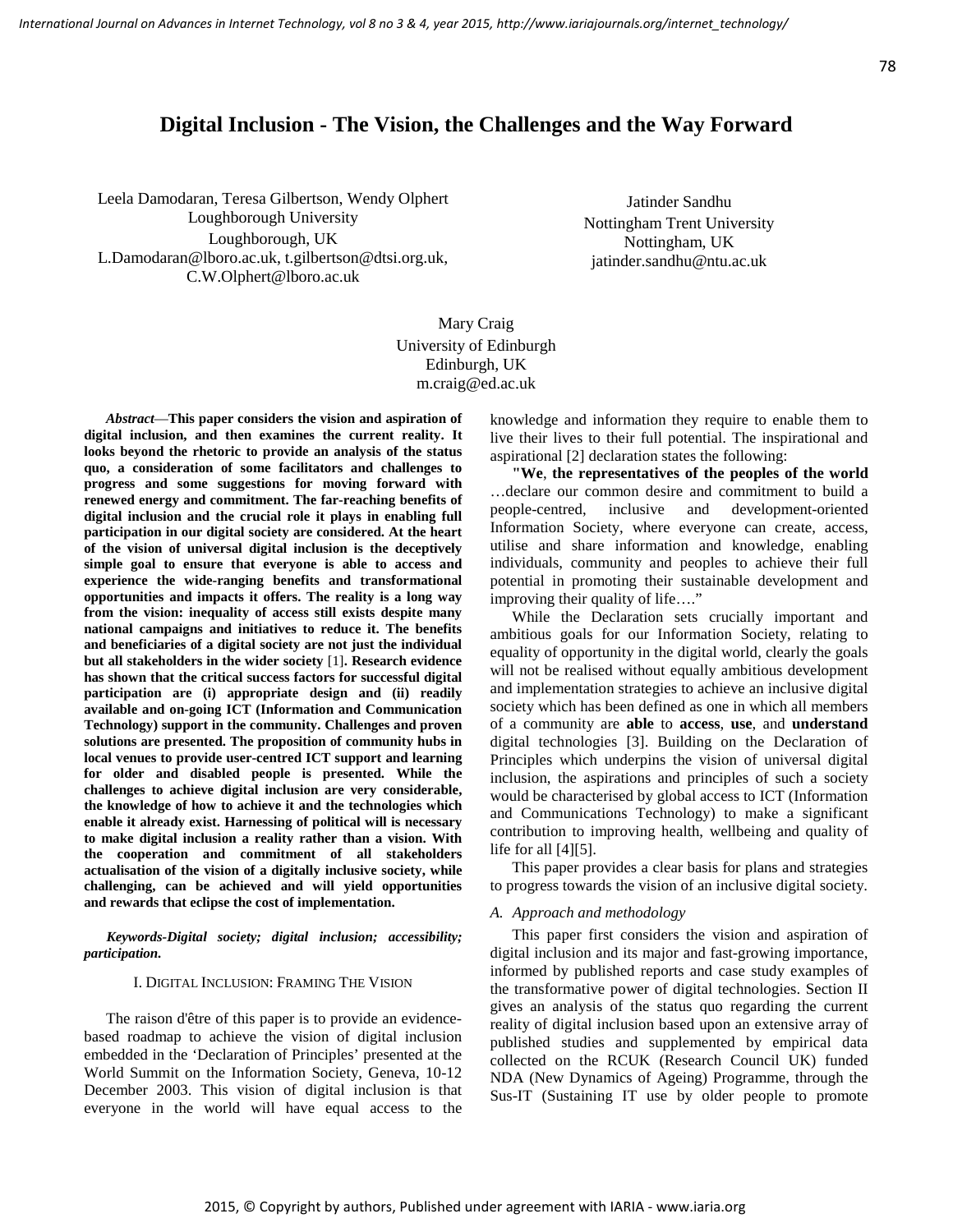# Digital Inclusion - The Vision, the Challenges and the Way Forward

Leela Damodaran, Teresa Gilbertson, Wendy Olphert
Loughborough University
Loughborough, UK
L.Damodaran@lboro.ac.uk, t.gilbertson@dtsi.org.uk, C.W.Olphert@lboro.ac.uk

Jatinder Sandhu
Nottingham Trent University
Nottingham, UK
jatinder.sandhu@ntu.ac.uk

Mary Craig
University of Edinburgh
Edinburgh, UK
m.craig@ed.ac.uk

***Abstract*—This paper considers the vision and aspiration of digital inclusion, and then examines the current reality. It looks beyond the rhetoric to provide an analysis of the status quo, a consideration of some facilitators and challenges to progress and some suggestions for moving forward with renewed energy and commitment. The far-reaching benefits of digital inclusion and the crucial role it plays in enabling full participation in our digital society are considered. At the heart of the vision of universal digital inclusion is the deceptively simple goal to ensure that everyone is able to access and experience the wide-ranging benefits and transformational opportunities and impacts it offers. The reality is a long way from the vision: inequality of access still exists despite many national campaigns and initiatives to reduce it. The benefits and beneficiaries of a digital society are not just the individual but all stakeholders in the wider society** [1]**. Research evidence has shown that the critical success factors for successful digital participation are (i) appropriate design and (ii) readily available and on-going ICT (Information and Communication Technology) support in the community. Challenges and proven solutions are presented. The proposition of community hubs in local venues to provide user-centred ICT support and learning for older and disabled people is presented. While the challenges to achieve digital inclusion are very considerable, the knowledge of how to achieve it and the technologies which enable it already exist. Harnessing of political will is necessary to make digital inclusion a reality rather than a vision. With the cooperation and commitment of all stakeholders actualisation of the vision of a digitally inclusive society, while challenging, can be achieved and will yield opportunities and rewards that eclipse the cost of implementation.**

***Keywords-Digital society; digital inclusion; accessibility; participation.***

## I. Digital Inclusion: Framing The Vision

The raison d'être of this paper is to provide an evidence-based roadmap to achieve the vision of digital inclusion embedded in the 'Declaration of Principles' presented at the World Summit on the Information Society, Geneva, 10-12 December 2003. This vision of digital inclusion is that everyone in the world will have equal access to the knowledge and information they require to enable them to live their lives to their full potential. The inspirational and aspirational [2] declaration states the following:

**"We**, **the representatives of the peoples of the world** …declare our common desire and commitment to build a people-centred, inclusive and development-oriented Information Society, where everyone can create, access, utilise and share information and knowledge, enabling individuals, community and peoples to achieve their full potential in promoting their sustainable development and improving their quality of life…."

While the Declaration sets crucially important and ambitious goals for our Information Society, relating to equality of opportunity in the digital world, clearly the goals will not be realised without equally ambitious development and implementation strategies to achieve an inclusive digital society which has been defined as one in which all members of a community are **able** to **access**, **use**, and **understand** digital technologies [3]. Building on the Declaration of Principles which underpins the vision of universal digital inclusion, the aspirations and principles of such a society would be characterised by global access to ICT (Information and Communications Technology) to make a significant contribution to improving health, wellbeing and quality of life for all [4][5].

This paper provides a clear basis for plans and strategies to progress towards the vision of an inclusive digital society.

### *A. Approach and methodology*

This paper first considers the vision and aspiration of digital inclusion and its major and fast-growing importance, informed by published reports and case study examples of the transformative power of digital technologies. Section II gives an analysis of the status quo regarding the current reality of digital inclusion based upon an extensive array of published studies and supplemented by empirical data collected on the RCUK (Research Council UK) funded NDA (New Dynamics of Ageing) Programme, through the Sus-IT (Sustaining IT use by older people to promote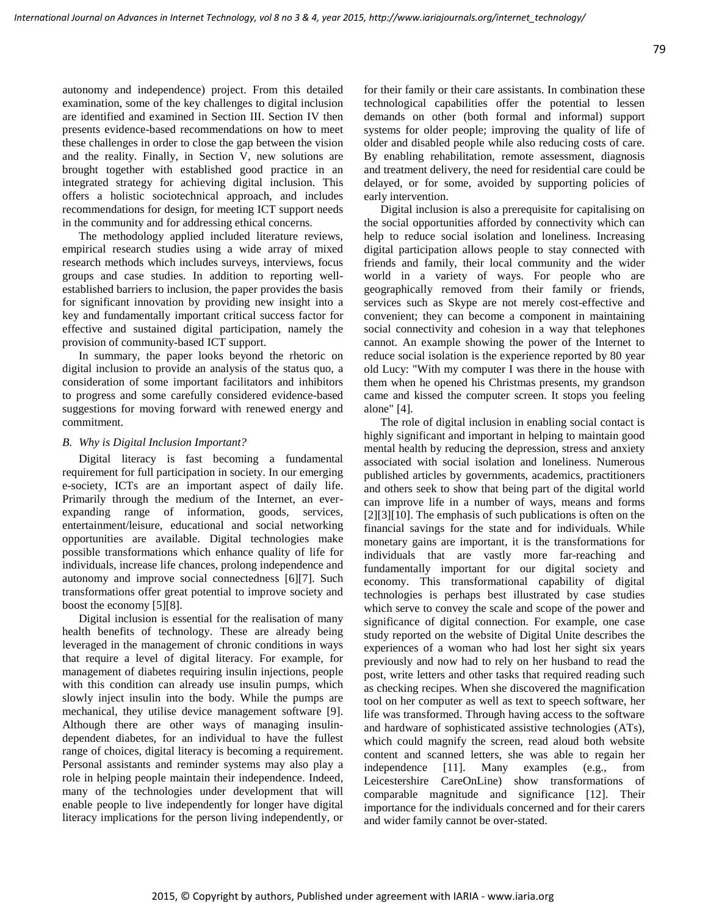autonomy and independence) project. From this detailed examination, some of the key challenges to digital inclusion are identified and examined in Section III. Section IV then presents evidence-based recommendations on how to meet these challenges in order to close the gap between the vision and the reality. Finally, in Section V, new solutions are brought together with established good practice in an integrated strategy for achieving digital inclusion. This offers a holistic sociotechnical approach, and includes recommendations for design, for meeting ICT support needs in the community and for addressing ethical concerns.

The methodology applied included literature reviews, empirical research studies using a wide array of mixed research methods which includes surveys, interviews, focus groups and case studies. In addition to reporting well-established barriers to inclusion, the paper provides the basis for significant innovation by providing new insight into a key and fundamentally important critical success factor for effective and sustained digital participation, namely the provision of community-based ICT support.

In summary, the paper looks beyond the rhetoric on digital inclusion to provide an analysis of the status quo, a consideration of some important facilitators and inhibitors to progress and some carefully considered evidence-based suggestions for moving forward with renewed energy and commitment.

### *B. Why is Digital Inclusion Important?*

Digital literacy is fast becoming a fundamental requirement for full participation in society. In our emerging e-society, ICTs are an important aspect of daily life. Primarily through the medium of the Internet, an ever-expanding range of information, goods, services, entertainment/leisure, educational and social networking opportunities are available. Digital technologies make possible transformations which enhance quality of life for individuals, increase life chances, prolong independence and autonomy and improve social connectedness [6][7]. Such transformations offer great potential to improve society and boost the economy [5][8].

Digital inclusion is essential for the realisation of many health benefits of technology. These are already being leveraged in the management of chronic conditions in ways that require a level of digital literacy. For example, for management of diabetes requiring insulin injections, people with this condition can already use insulin pumps, which slowly inject insulin into the body. While the pumps are mechanical, they utilise device management software [9]. Although there are other ways of managing insulin-dependent diabetes, for an individual to have the fullest range of choices, digital literacy is becoming a requirement. Personal assistants and reminder systems may also play a role in helping people maintain their independence. Indeed, many of the technologies under development that will enable people to live independently for longer have digital literacy implications for the person living independently, or for their family or their care assistants. In combination these technological capabilities offer the potential to lessen demands on other (both formal and informal) support systems for older people; improving the quality of life of older and disabled people while also reducing costs of care. By enabling rehabilitation, remote assessment, diagnosis and treatment delivery, the need for residential care could be delayed, or for some, avoided by supporting policies of early intervention.

Digital inclusion is also a prerequisite for capitalising on the social opportunities afforded by connectivity which can help to reduce social isolation and loneliness. Increasing digital participation allows people to stay connected with friends and family, their local community and the wider world in a variety of ways. For people who are geographically removed from their family or friends, services such as Skype are not merely cost-effective and convenient; they can become a component in maintaining social connectivity and cohesion in a way that telephones cannot. An example showing the power of the Internet to reduce social isolation is the experience reported by 80 year old Lucy: "With my computer I was there in the house with them when he opened his Christmas presents, my grandson came and kissed the computer screen. It stops you feeling alone" [4].

The role of digital inclusion in enabling social contact is highly significant and important in helping to maintain good mental health by reducing the depression, stress and anxiety associated with social isolation and loneliness. Numerous published articles by governments, academics, practitioners and others seek to show that being part of the digital world can improve life in a number of ways, means and forms [2][3][10]. The emphasis of such publications is often on the financial savings for the state and for individuals. While monetary gains are important, it is the transformations for individuals that are vastly more far-reaching and fundamentally important for our digital society and economy. This transformational capability of digital technologies is perhaps best illustrated by case studies which serve to convey the scale and scope of the power and significance of digital connection. For example, one case study reported on the website of Digital Unite describes the experiences of a woman who had lost her sight six years previously and now had to rely on her husband to read the post, write letters and other tasks that required reading such as checking recipes. When she discovered the magnification tool on her computer as well as text to speech software, her life was transformed. Through having access to the software and hardware of sophisticated assistive technologies (ATs), which could magnify the screen, read aloud both website content and scanned letters, she was able to regain her independence [11]. Many examples (e.g., from Leicestershire CareOnLine) show transformations of comparable magnitude and significance [12]. Their importance for the individuals concerned and for their carers and wider family cannot be over-stated.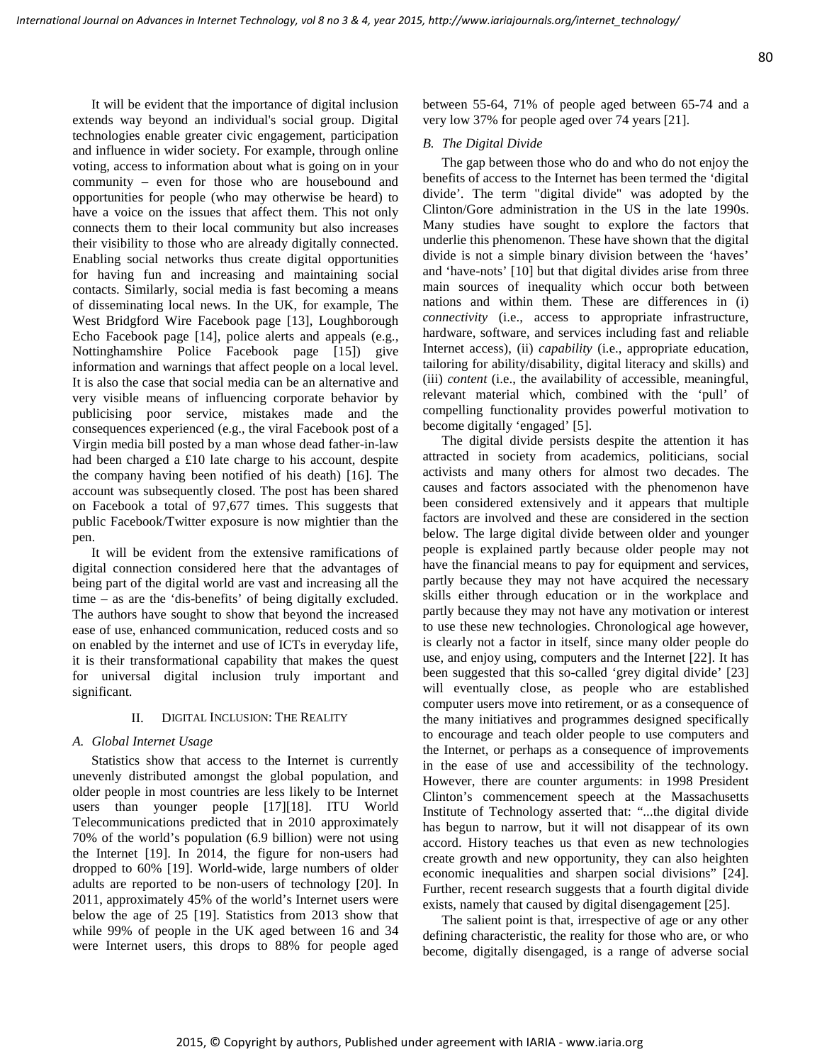It will be evident that the importance of digital inclusion extends way beyond an individual's social group. Digital technologies enable greater civic engagement, participation and influence in wider society. For example, through online voting, access to information about what is going on in your community – even for those who are housebound and opportunities for people (who may otherwise be heard) to have a voice on the issues that affect them. This not only connects them to their local community but also increases their visibility to those who are already digitally connected. Enabling social networks thus create digital opportunities for having fun and increasing and maintaining social contacts. Similarly, social media is fast becoming a means of disseminating local news. In the UK, for example, The West Bridgford Wire Facebook page [13], Loughborough Echo Facebook page [14], police alerts and appeals (e.g., Nottinghamshire Police Facebook page [15]) give information and warnings that affect people on a local level. It is also the case that social media can be an alternative and very visible means of influencing corporate behavior by publicising poor service, mistakes made and the consequences experienced (e.g., the viral Facebook post of a Virgin media bill posted by a man whose dead father-in-law had been charged a £10 late charge to his account, despite the company having been notified of his death) [16]. The account was subsequently closed. The post has been shared on Facebook a total of 97,677 times. This suggests that public Facebook/Twitter exposure is now mightier than the pen.

It will be evident from the extensive ramifications of digital connection considered here that the advantages of being part of the digital world are vast and increasing all the time – as are the 'dis-benefits' of being digitally excluded. The authors have sought to show that beyond the increased ease of use, enhanced communication, reduced costs and so on enabled by the internet and use of ICTs in everyday life, it is their transformational capability that makes the quest for universal digital inclusion truly important and significant.

## II. Digital Inclusion: The Reality

### *A. Global Internet Usage*

Statistics show that access to the Internet is currently unevenly distributed amongst the global population, and older people in most countries are less likely to be Internet users than younger people [17][18]. ITU World Telecommunications predicted that in 2010 approximately 70% of the world's population (6.9 billion) were not using the Internet [19]. In 2014, the figure for non-users had dropped to 60% [19]. World-wide, large numbers of older adults are reported to be non-users of technology [20]. In 2011, approximately 45% of the world's Internet users were below the age of 25 [19]. Statistics from 2013 show that while 99% of people in the UK aged between 16 and 34 were Internet users, this drops to 88% for people aged between 55-64, 71% of people aged between 65-74 and a very low 37% for people aged over 74 years [21].

### *B. The Digital Divide*

The gap between those who do and who do not enjoy the benefits of access to the Internet has been termed the 'digital divide'. The term "digital divide" was adopted by the Clinton/Gore administration in the US in the late 1990s. Many studies have sought to explore the factors that underlie this phenomenon. These have shown that the digital divide is not a simple binary division between the 'haves' and 'have-nots' [10] but that digital divides arise from three main sources of inequality which occur both between nations and within them. These are differences in (i) *connectivity* (i.e., access to appropriate infrastructure, hardware, software, and services including fast and reliable Internet access), (ii) *capability* (i.e., appropriate education, tailoring for ability/disability, digital literacy and skills) and (iii) *content* (i.e., the availability of accessible, meaningful, relevant material which, combined with the 'pull' of compelling functionality provides powerful motivation to become digitally 'engaged' [5].

The digital divide persists despite the attention it has attracted in society from academics, politicians, social activists and many others for almost two decades. The causes and factors associated with the phenomenon have been considered extensively and it appears that multiple factors are involved and these are considered in the section below. The large digital divide between older and younger people is explained partly because older people may not have the financial means to pay for equipment and services, partly because they may not have acquired the necessary skills either through education or in the workplace and partly because they may not have any motivation or interest to use these new technologies. Chronological age however, is clearly not a factor in itself, since many older people do use, and enjoy using, computers and the Internet [22]. It has been suggested that this so-called 'grey digital divide' [23] will eventually close, as people who are established computer users move into retirement, or as a consequence of the many initiatives and programmes designed specifically to encourage and teach older people to use computers and the Internet, or perhaps as a consequence of improvements in the ease of use and accessibility of the technology. However, there are counter arguments: in 1998 President Clinton's commencement speech at the Massachusetts Institute of Technology asserted that: "...the digital divide has begun to narrow, but it will not disappear of its own accord. History teaches us that even as new technologies create growth and new opportunity, they can also heighten economic inequalities and sharpen social divisions" [24]. Further, recent research suggests that a fourth digital divide exists, namely that caused by digital disengagement [25].

The salient point is that, irrespective of age or any other defining characteristic, the reality for those who are, or who become, digitally disengaged, is a range of adverse social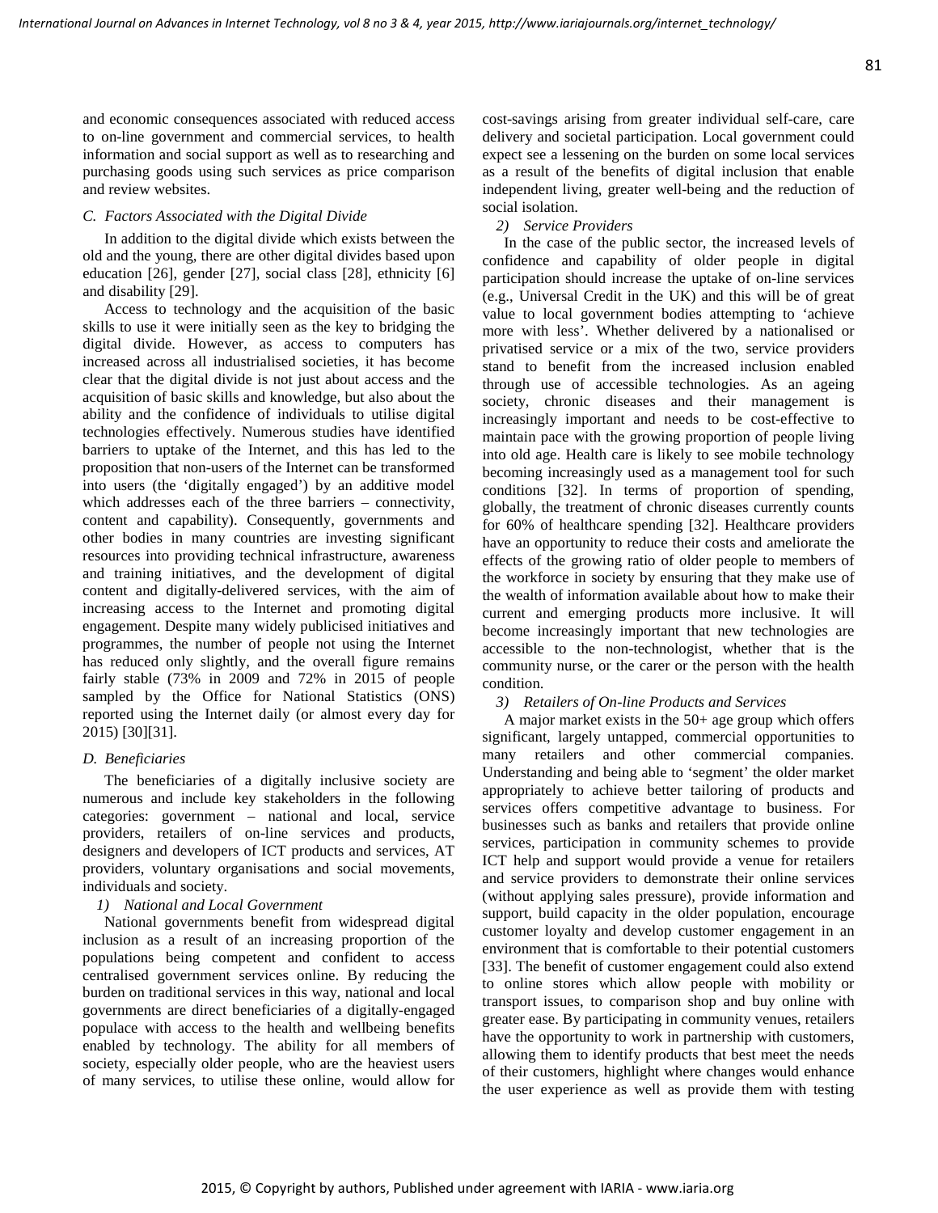and economic consequences associated with reduced access to on-line government and commercial services, to health information and social support as well as to researching and purchasing goods using such services as price comparison and review websites.

### C. Factors Associated with the Digital Divide

In addition to the digital divide which exists between the old and the young, there are other digital divides based upon education [26], gender [27], social class [28], ethnicity [6] and disability [29].

Access to technology and the acquisition of the basic skills to use it were initially seen as the key to bridging the digital divide. However, as access to computers has increased across all industrialised societies, it has become clear that the digital divide is not just about access and the acquisition of basic skills and knowledge, but also about the ability and the confidence of individuals to utilise digital technologies effectively. Numerous studies have identified barriers to uptake of the Internet, and this has led to the proposition that non-users of the Internet can be transformed into users (the 'digitally engaged') by an additive model which addresses each of the three barriers – connectivity, content and capability). Consequently, governments and other bodies in many countries are investing significant resources into providing technical infrastructure, awareness and training initiatives, and the development of digital content and digitally-delivered services, with the aim of increasing access to the Internet and promoting digital engagement. Despite many widely publicised initiatives and programmes, the number of people not using the Internet has reduced only slightly, and the overall figure remains fairly stable (73% in 2009 and 72% in 2015 of people sampled by the Office for National Statistics (ONS) reported using the Internet daily (or almost every day for 2015) [30][31].

### D. Beneficiaries

The beneficiaries of a digitally inclusive society are numerous and include key stakeholders in the following categories: government – national and local, service providers, retailers of on-line services and products, designers and developers of ICT products and services, AT providers, voluntary organisations and social movements, individuals and society.

#### 1) National and Local Government

National governments benefit from widespread digital inclusion as a result of an increasing proportion of the populations being competent and confident to access centralised government services online. By reducing the burden on traditional services in this way, national and local governments are direct beneficiaries of a digitally-engaged populace with access to the health and wellbeing benefits enabled by technology. The ability for all members of society, especially older people, who are the heaviest users of many services, to utilise these online, would allow for cost-savings arising from greater individual self-care, care delivery and societal participation. Local government could expect see a lessening on the burden on some local services as a result of the benefits of digital inclusion that enable independent living, greater well-being and the reduction of social isolation.

#### 2) Service Providers

In the case of the public sector, the increased levels of confidence and capability of older people in digital participation should increase the uptake of on-line services (e.g., Universal Credit in the UK) and this will be of great value to local government bodies attempting to 'achieve more with less'. Whether delivered by a nationalised or privatised service or a mix of the two, service providers stand to benefit from the increased inclusion enabled through use of accessible technologies. As an ageing society, chronic diseases and their management is increasingly important and needs to be cost-effective to maintain pace with the growing proportion of people living into old age. Health care is likely to see mobile technology becoming increasingly used as a management tool for such conditions [32]. In terms of proportion of spending, globally, the treatment of chronic diseases currently counts for 60% of healthcare spending [32]. Healthcare providers have an opportunity to reduce their costs and ameliorate the effects of the growing ratio of older people to members of the workforce in society by ensuring that they make use of the wealth of information available about how to make their current and emerging products more inclusive. It will become increasingly important that new technologies are accessible to the non-technologist, whether that is the community nurse, or the carer or the person with the health condition.

#### 3) Retailers of On-line Products and Services

A major market exists in the 50+ age group which offers significant, largely untapped, commercial opportunities to many retailers and other commercial companies. Understanding and being able to 'segment' the older market appropriately to achieve better tailoring of products and services offers competitive advantage to business. For businesses such as banks and retailers that provide online services, participation in community schemes to provide ICT help and support would provide a venue for retailers and service providers to demonstrate their online services (without applying sales pressure), provide information and support, build capacity in the older population, encourage customer loyalty and develop customer engagement in an environment that is comfortable to their potential customers [33]. The benefit of customer engagement could also extend to online stores which allow people with mobility or transport issues, to comparison shop and buy online with greater ease. By participating in community venues, retailers have the opportunity to work in partnership with customers, allowing them to identify products that best meet the needs of their customers, highlight where changes would enhance the user experience as well as provide them with testing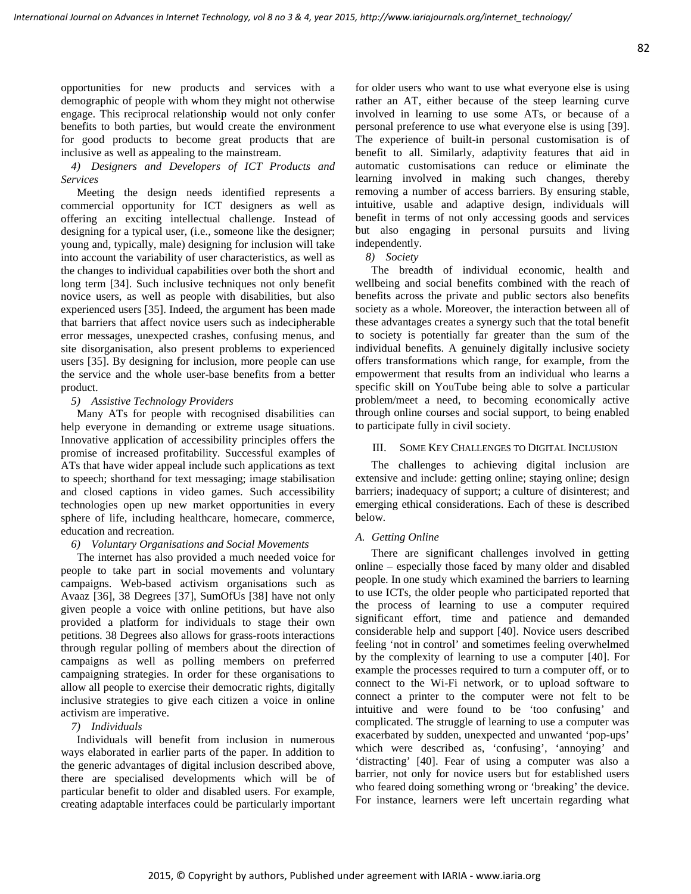opportunities for new products and services with a demographic of people with whom they might not otherwise engage. This reciprocal relationship would not only confer benefits to both parties, but would create the environment for good products to become great products that are inclusive as well as appealing to the mainstream.

*4) Designers and Developers of ICT Products and Services*

Meeting the design needs identified represents a commercial opportunity for ICT designers as well as offering an exciting intellectual challenge. Instead of designing for a typical user, (i.e., someone like the designer; young and, typically, male) designing for inclusion will take into account the variability of user characteristics, as well as the changes to individual capabilities over both the short and long term [34]. Such inclusive techniques not only benefit novice users, as well as people with disabilities, but also experienced users [35]. Indeed, the argument has been made that barriers that affect novice users such as indecipherable error messages, unexpected crashes, confusing menus, and site disorganisation, also present problems to experienced users [35]. By designing for inclusion, more people can use the service and the whole user-base benefits from a better product.

*5) Assistive Technology Providers*

Many ATs for people with recognised disabilities can help everyone in demanding or extreme usage situations. Innovative application of accessibility principles offers the promise of increased profitability. Successful examples of ATs that have wider appeal include such applications as text to speech; shorthand for text messaging; image stabilisation and closed captions in video games. Such accessibility technologies open up new market opportunities in every sphere of life, including healthcare, homecare, commerce, education and recreation.

*6) Voluntary Organisations and Social Movements*

The internet has also provided a much needed voice for people to take part in social movements and voluntary campaigns. Web-based activism organisations such as Avaaz [36], 38 Degrees [37], SumOfUs [38] have not only given people a voice with online petitions, but have also provided a platform for individuals to stage their own petitions. 38 Degrees also allows for grass-roots interactions through regular polling of members about the direction of campaigns as well as polling members on preferred campaigning strategies. In order for these organisations to allow all people to exercise their democratic rights, digitally inclusive strategies to give each citizen a voice in online activism are imperative.

*7) Individuals*

Individuals will benefit from inclusion in numerous ways elaborated in earlier parts of the paper. In addition to the generic advantages of digital inclusion described above, there are specialised developments which will be of particular benefit to older and disabled users. For example, creating adaptable interfaces could be particularly important for older users who want to use what everyone else is using rather an AT, either because of the steep learning curve involved in learning to use some ATs, or because of a personal preference to use what everyone else is using [39]. The experience of built-in personal customisation is of benefit to all. Similarly, adaptivity features that aid in automatic customisations can reduce or eliminate the learning involved in making such changes, thereby removing a number of access barriers. By ensuring stable, intuitive, usable and adaptive design, individuals will benefit in terms of not only accessing goods and services but also engaging in personal pursuits and living independently.

*8) Society*

The breadth of individual economic, health and wellbeing and social benefits combined with the reach of benefits across the private and public sectors also benefits society as a whole. Moreover, the interaction between all of these advantages creates a synergy such that the total benefit to society is potentially far greater than the sum of the individual benefits. A genuinely digitally inclusive society offers transformations which range, for example, from the empowerment that results from an individual who learns a specific skill on YouTube being able to solve a particular problem/meet a need, to becoming economically active through online courses and social support, to being enabled to participate fully in civil society.

## III. Some Key Challenges to Digital Inclusion

The challenges to achieving digital inclusion are extensive and include: getting online; staying online; design barriers; inadequacy of support; a culture of disinterest; and emerging ethical considerations. Each of these is described below.

### *A. Getting Online*

There are significant challenges involved in getting online – especially those faced by many older and disabled people. In one study which examined the barriers to learning to use ICTs, the older people who participated reported that the process of learning to use a computer required significant effort, time and patience and demanded considerable help and support [40]. Novice users described feeling 'not in control' and sometimes feeling overwhelmed by the complexity of learning to use a computer [40]. For example the processes required to turn a computer off, or to connect to the Wi-Fi network, or to upload software to connect a printer to the computer were not felt to be intuitive and were found to be 'too confusing' and complicated. The struggle of learning to use a computer was exacerbated by sudden, unexpected and unwanted 'pop-ups' which were described as, 'confusing', 'annoying' and 'distracting' [40]. Fear of using a computer was also a barrier, not only for novice users but for established users who feared doing something wrong or 'breaking' the device. For instance, learners were left uncertain regarding what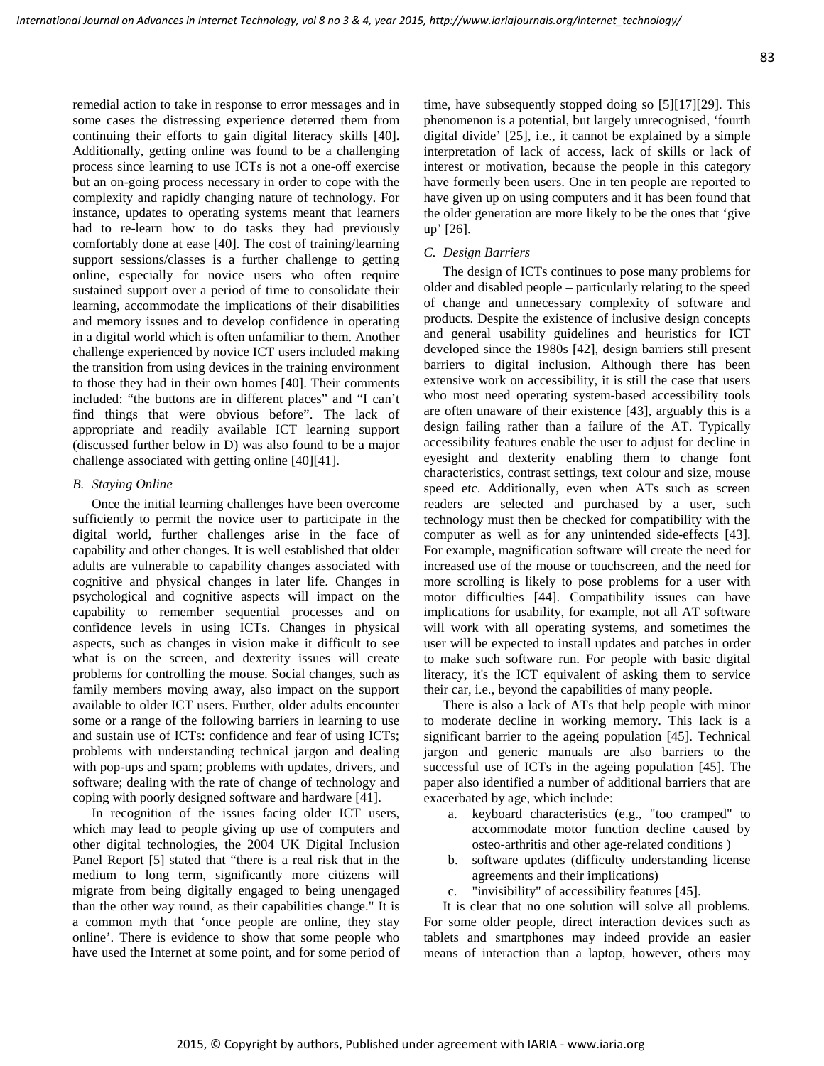remedial action to take in response to error messages and in some cases the distressing experience deterred them from continuing their efforts to gain digital literacy skills [40]**.** Additionally, getting online was found to be a challenging process since learning to use ICTs is not a one-off exercise but an on-going process necessary in order to cope with the complexity and rapidly changing nature of technology. For instance, updates to operating systems meant that learners had to re-learn how to do tasks they had previously comfortably done at ease [40]. The cost of training/learning support sessions/classes is a further challenge to getting online, especially for novice users who often require sustained support over a period of time to consolidate their learning, accommodate the implications of their disabilities and memory issues and to develop confidence in operating in a digital world which is often unfamiliar to them. Another challenge experienced by novice ICT users included making the transition from using devices in the training environment to those they had in their own homes [40]. Their comments included: "the buttons are in different places" and "I can't find things that were obvious before". The lack of appropriate and readily available ICT learning support (discussed further below in D) was also found to be a major challenge associated with getting online [40][41].

### *B. Staying Online*

Once the initial learning challenges have been overcome sufficiently to permit the novice user to participate in the digital world, further challenges arise in the face of capability and other changes. It is well established that older adults are vulnerable to capability changes associated with cognitive and physical changes in later life. Changes in psychological and cognitive aspects will impact on the capability to remember sequential processes and on confidence levels in using ICTs. Changes in physical aspects, such as changes in vision make it difficult to see what is on the screen, and dexterity issues will create problems for controlling the mouse. Social changes, such as family members moving away, also impact on the support available to older ICT users. Further, older adults encounter some or a range of the following barriers in learning to use and sustain use of ICTs: confidence and fear of using ICTs; problems with understanding technical jargon and dealing with pop-ups and spam; problems with updates, drivers, and software; dealing with the rate of change of technology and coping with poorly designed software and hardware [41].

In recognition of the issues facing older ICT users, which may lead to people giving up use of computers and other digital technologies, the 2004 UK Digital Inclusion Panel Report [5] stated that "there is a real risk that in the medium to long term, significantly more citizens will migrate from being digitally engaged to being unengaged than the other way round, as their capabilities change." It is a common myth that 'once people are online, they stay online'. There is evidence to show that some people who have used the Internet at some point, and for some period of time, have subsequently stopped doing so [5][17][29]. This phenomenon is a potential, but largely unrecognised, 'fourth digital divide' [25], i.e., it cannot be explained by a simple interpretation of lack of access, lack of skills or lack of interest or motivation, because the people in this category have formerly been users. One in ten people are reported to have given up on using computers and it has been found that the older generation are more likely to be the ones that 'give up' [26].

### *C. Design Barriers*

The design of ICTs continues to pose many problems for older and disabled people – particularly relating to the speed of change and unnecessary complexity of software and products. Despite the existence of inclusive design concepts and general usability guidelines and heuristics for ICT developed since the 1980s [42], design barriers still present barriers to digital inclusion. Although there has been extensive work on accessibility, it is still the case that users who most need operating system-based accessibility tools are often unaware of their existence [43], arguably this is a design failing rather than a failure of the AT. Typically accessibility features enable the user to adjust for decline in eyesight and dexterity enabling them to change font characteristics, contrast settings, text colour and size, mouse speed etc. Additionally, even when ATs such as screen readers are selected and purchased by a user, such technology must then be checked for compatibility with the computer as well as for any unintended side-effects [43]. For example, magnification software will create the need for increased use of the mouse or touchscreen, and the need for more scrolling is likely to pose problems for a user with motor difficulties [44]. Compatibility issues can have implications for usability, for example, not all AT software will work with all operating systems, and sometimes the user will be expected to install updates and patches in order to make such software run. For people with basic digital literacy, it's the ICT equivalent of asking them to service their car, i.e., beyond the capabilities of many people.

There is also a lack of ATs that help people with minor to moderate decline in working memory. This lack is a significant barrier to the ageing population [45]. Technical jargon and generic manuals are also barriers to the successful use of ICTs in the ageing population [45]. The paper also identified a number of additional barriers that are exacerbated by age, which include:

a. keyboard characteristics (e.g., "too cramped" to accommodate motor function decline caused by osteo-arthritis and other age-related conditions )
b. software updates (difficulty understanding license agreements and their implications)
c. "invisibility" of accessibility features [45].

It is clear that no one solution will solve all problems. For some older people, direct interaction devices such as tablets and smartphones may indeed provide an easier means of interaction than a laptop, however, others may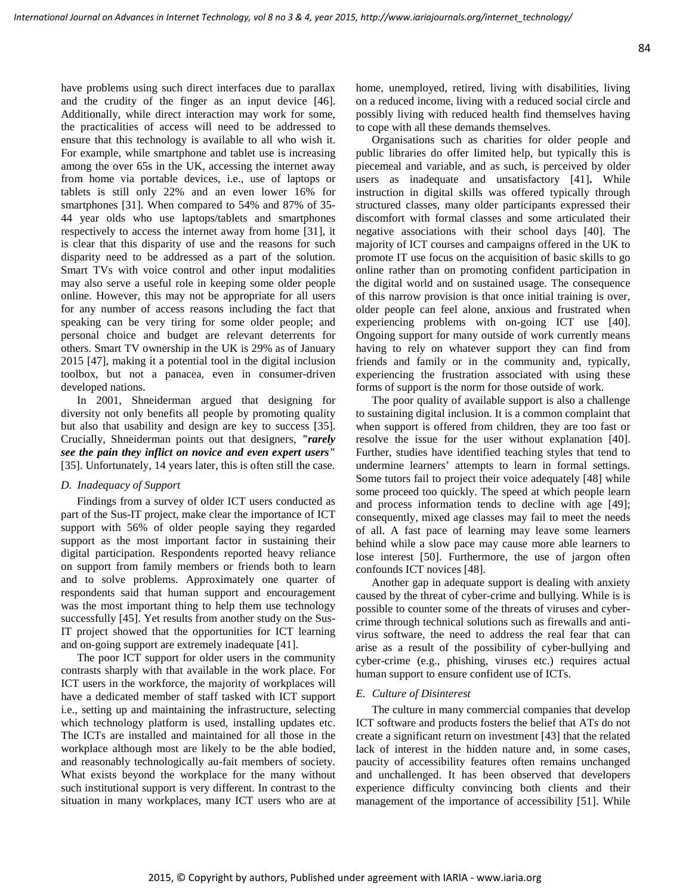have problems using such direct interfaces due to parallax and the crudity of the finger as an input device [46]. Additionally, while direct interaction may work for some, the practicalities of access will need to be addressed to ensure that this technology is available to all who wish it. For example, while smartphone and tablet use is increasing among the over 65s in the UK, accessing the internet away from home via portable devices, i.e., use of laptops or tablets is still only 22% and an even lower 16% for smartphones [31]. When compared to 54% and 87% of 35-44 year olds who use laptops/tablets and smartphones respectively to access the internet away from home [31], it is clear that this disparity of use and the reasons for such disparity need to be addressed as a part of the solution. Smart TVs with voice control and other input modalities may also serve a useful role in keeping some older people online. However, this may not be appropriate for all users for any number of access reasons including the fact that speaking can be very tiring for some older people; and personal choice and budget are relevant deterrents for others. Smart TV ownership in the UK is 29% as of January 2015 [47], making it a potential tool in the digital inclusion toolbox, but not a panacea, even in consumer-driven developed nations.

In 2001, Shneiderman argued that designing for diversity not only benefits all people by promoting quality but also that usability and design are key to success [35]. Crucially, Shneiderman points out that designers, ***"rarely see the pain they inflict on novice and even expert users"*** [35]. Unfortunately, 14 years later, this is often still the case.

### *D. Inadequacy of Support*

Findings from a survey of older ICT users conducted as part of the Sus-IT project, make clear the importance of ICT support with 56% of older people saying they regarded support as the most important factor in sustaining their digital participation. Respondents reported heavy reliance on support from family members or friends both to learn and to solve problems. Approximately one quarter of respondents said that human support and encouragement was the most important thing to help them use technology successfully [45]. Yet results from another study on the Sus-IT project showed that the opportunities for ICT learning and on-going support are extremely inadequate [41].

The poor ICT support for older users in the community contrasts sharply with that available in the work place. For ICT users in the workforce, the majority of workplaces will have a dedicated member of staff tasked with ICT support i.e., setting up and maintaining the infrastructure, selecting which technology platform is used, installing updates etc. The ICTs are installed and maintained for all those in the workplace although most are likely to be the able bodied, and reasonably technologically au-fait members of society. What exists beyond the workplace for the many without such institutional support is very different. In contrast to the situation in many workplaces, many ICT users who are at home, unemployed, retired, living with disabilities, living on a reduced income, living with a reduced social circle and possibly living with reduced health find themselves having to cope with all these demands themselves.

Organisations such as charities for older people and public libraries do offer limited help, but typically this is piecemeal and variable, and as such, is perceived by older users as inadequate and unsatisfactory [41]**.** While instruction in digital skills was offered typically through structured classes, many older participants expressed their discomfort with formal classes and some articulated their negative associations with their school days [40]. The majority of ICT courses and campaigns offered in the UK to promote IT use focus on the acquisition of basic skills to go online rather than on promoting confident participation in the digital world and on sustained usage. The consequence of this narrow provision is that once initial training is over, older people can feel alone, anxious and frustrated when experiencing problems with on-going ICT use [40]. Ongoing support for many outside of work currently means having to rely on whatever support they can find from friends and family or in the community and, typically, experiencing the frustration associated with using these forms of support is the norm for those outside of work.

The poor quality of available support is also a challenge to sustaining digital inclusion. It is a common complaint that when support is offered from children, they are too fast or resolve the issue for the user without explanation [40]. Further, studies have identified teaching styles that tend to undermine learners' attempts to learn in formal settings. Some tutors fail to project their voice adequately [48] while some proceed too quickly. The speed at which people learn and process information tends to decline with age [49]; consequently, mixed age classes may fail to meet the needs of all. A fast pace of learning may leave some learners behind while a slow pace may cause more able learners to lose interest [50]. Furthermore, the use of jargon often confounds ICT novices [48].

Another gap in adequate support is dealing with anxiety caused by the threat of cyber-crime and bullying. While is is possible to counter some of the threats of viruses and cyber-crime through technical solutions such as firewalls and anti-virus software, the need to address the real fear that can arise as a result of the possibility of cyber-bullying and cyber-crime (e.g., phishing, viruses etc.) requires actual human support to ensure confident use of ICTs.

### *E. Culture of Disinterest*

The culture in many commercial companies that develop ICT software and products fosters the belief that ATs do not create a significant return on investment [43] that the related lack of interest in the hidden nature and, in some cases, paucity of accessibility features often remains unchanged and unchallenged. It has been observed that developers experience difficulty convincing both clients and their management of the importance of accessibility [51]. While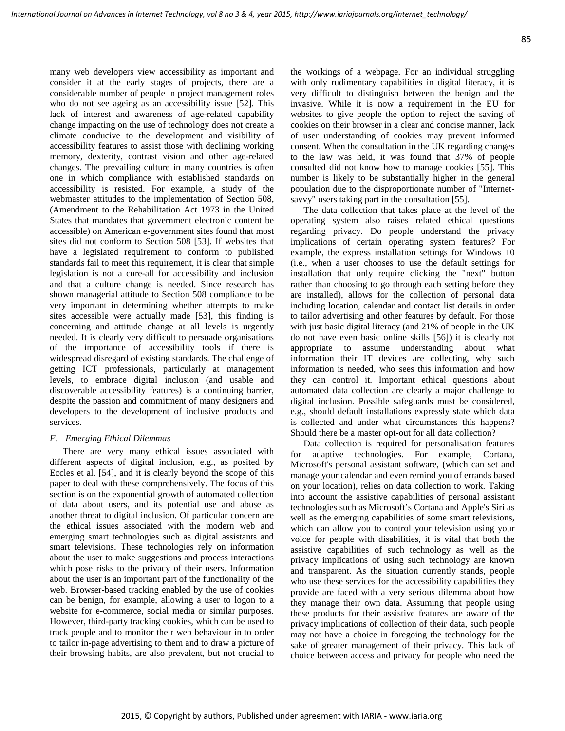many web developers view accessibility as important and consider it at the early stages of projects, there are a considerable number of people in project management roles who do not see ageing as an accessibility issue [52]. This lack of interest and awareness of age-related capability change impacting on the use of technology does not create a climate conducive to the development and visibility of accessibility features to assist those with declining working memory, dexterity, contrast vision and other age-related changes. The prevailing culture in many countries is often one in which compliance with established standards on accessibility is resisted. For example, a study of the webmaster attitudes to the implementation of Section 508, (Amendment to the Rehabilitation Act 1973 in the United States that mandates that government electronic content be accessible) on American e-government sites found that most sites did not conform to Section 508 [53]. If websites that have a legislated requirement to conform to published standards fail to meet this requirement, it is clear that simple legislation is not a cure-all for accessibility and inclusion and that a culture change is needed. Since research has shown managerial attitude to Section 508 compliance to be very important in determining whether attempts to make sites accessible were actually made [53], this finding is concerning and attitude change at all levels is urgently needed. It is clearly very difficult to persuade organisations of the importance of accessibility tools if there is widespread disregard of existing standards. The challenge of getting ICT professionals, particularly at management levels, to embrace digital inclusion (and usable and discoverable accessibility features) is a continuing barrier, despite the passion and commitment of many designers and developers to the development of inclusive products and services.

### *F. Emerging Ethical Dilemmas*

There are very many ethical issues associated with different aspects of digital inclusion, e.g., as posited by Eccles et al. [54], and it is clearly beyond the scope of this paper to deal with these comprehensively. The focus of this section is on the exponential growth of automated collection of data about users, and its potential use and abuse as another threat to digital inclusion. Of particular concern are the ethical issues associated with the modern web and emerging smart technologies such as digital assistants and smart televisions. These technologies rely on information about the user to make suggestions and process interactions which pose risks to the privacy of their users. Information about the user is an important part of the functionality of the web. Browser-based tracking enabled by the use of cookies can be benign, for example, allowing a user to logon to a website for e-commerce, social media or similar purposes. However, third-party tracking cookies, which can be used to track people and to monitor their web behaviour in to order to tailor in-page advertising to them and to draw a picture of their browsing habits, are also prevalent, but not crucial to the workings of a webpage. For an individual struggling with only rudimentary capabilities in digital literacy, it is very difficult to distinguish between the benign and the invasive. While it is now a requirement in the EU for websites to give people the option to reject the saving of cookies on their browser in a clear and concise manner, lack of user understanding of cookies may prevent informed consent. When the consultation in the UK regarding changes to the law was held, it was found that 37% of people consulted did not know how to manage cookies [55]. This number is likely to be substantially higher in the general population due to the disproportionate number of "Internet-savvy" users taking part in the consultation [55].

The data collection that takes place at the level of the operating system also raises related ethical questions regarding privacy. Do people understand the privacy implications of certain operating system features? For example, the express installation settings for Windows 10 (i.e., when a user chooses to use the default settings for installation that only require clicking the "next" button rather than choosing to go through each setting before they are installed), allows for the collection of personal data including location, calendar and contact list details in order to tailor advertising and other features by default. For those with just basic digital literacy (and 21% of people in the UK do not have even basic online skills [56]) it is clearly not appropriate to assume understanding about what information their IT devices are collecting, why such information is needed, who sees this information and how they can control it. Important ethical questions about automated data collection are clearly a major challenge to digital inclusion. Possible safeguards must be considered, e.g., should default installations expressly state which data is collected and under what circumstances this happens? Should there be a master opt-out for all data collection?

Data collection is required for personalisation features for adaptive technologies. For example, Cortana, Microsoft's personal assistant software, (which can set and manage your calendar and even remind you of errands based on your location), relies on data collection to work. Taking into account the assistive capabilities of personal assistant technologies such as Microsoft's Cortana and Apple's Siri as well as the emerging capabilities of some smart televisions, which can allow you to control your television using your voice for people with disabilities, it is vital that both the assistive capabilities of such technology as well as the privacy implications of using such technology are known and transparent. As the situation currently stands, people who use these services for the accessibility capabilities they provide are faced with a very serious dilemma about how they manage their own data. Assuming that people using these products for their assistive features are aware of the privacy implications of collection of their data, such people may not have a choice in foregoing the technology for the sake of greater management of their privacy. This lack of choice between access and privacy for people who need the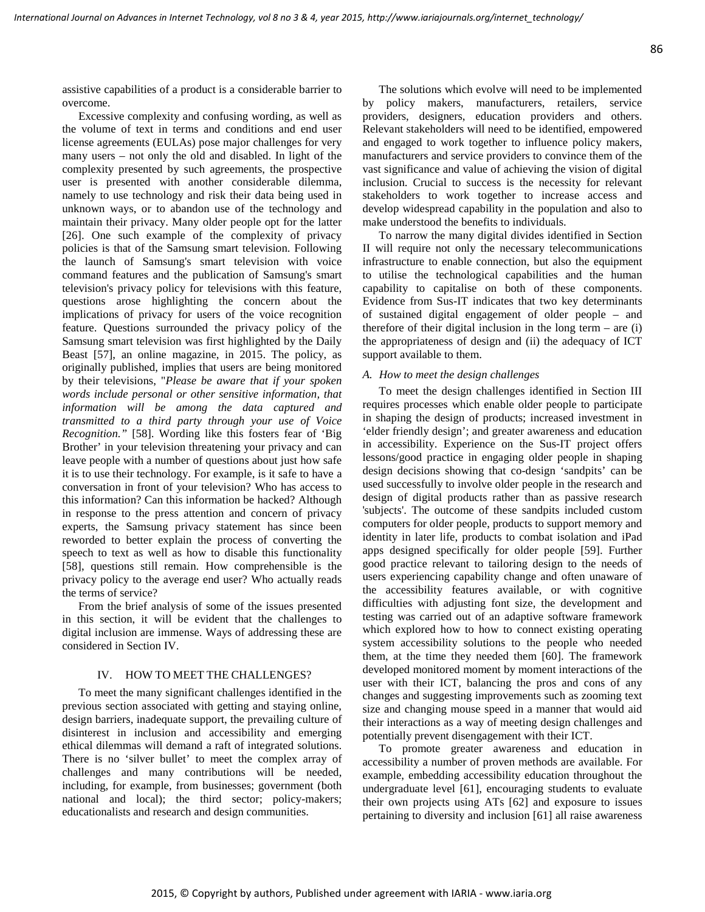assistive capabilities of a product is a considerable barrier to overcome.

Excessive complexity and confusing wording, as well as the volume of text in terms and conditions and end user license agreements (EULAs) pose major challenges for very many users – not only the old and disabled. In light of the complexity presented by such agreements, the prospective user is presented with another considerable dilemma, namely to use technology and risk their data being used in unknown ways, or to abandon use of the technology and maintain their privacy. Many older people opt for the latter [26]. One such example of the complexity of privacy policies is that of the Samsung smart television. Following the launch of Samsung's smart television with voice command features and the publication of Samsung's smart television's privacy policy for televisions with this feature, questions arose highlighting the concern about the implications of privacy for users of the voice recognition feature. Questions surrounded the privacy policy of the Samsung smart television was first highlighted by the Daily Beast [57], an online magazine, in 2015. The policy, as originally published, implies that users are being monitored by their televisions, "*Please be aware that if your spoken words include personal or other sensitive information, that information will be among the data captured and transmitted to a third party through your use of Voice Recognition."* [58]. Wording like this fosters fear of 'Big Brother' in your television threatening your privacy and can leave people with a number of questions about just how safe it is to use their technology. For example, is it safe to have a conversation in front of your television? Who has access to this information? Can this information be hacked? Although in response to the press attention and concern of privacy experts, the Samsung privacy statement has since been reworded to better explain the process of converting the speech to text as well as how to disable this functionality [58], questions still remain. How comprehensible is the privacy policy to the average end user? Who actually reads the terms of service?

From the brief analysis of some of the issues presented in this section, it will be evident that the challenges to digital inclusion are immense. Ways of addressing these are considered in Section IV.

## IV. HOW TO MEET THE CHALLENGES?

To meet the many significant challenges identified in the previous section associated with getting and staying online, design barriers, inadequate support, the prevailing culture of disinterest in inclusion and accessibility and emerging ethical dilemmas will demand a raft of integrated solutions. There is no 'silver bullet' to meet the complex array of challenges and many contributions will be needed, including, for example, from businesses; government (both national and local); the third sector; policy-makers; educationalists and research and design communities.

The solutions which evolve will need to be implemented by policy makers, manufacturers, retailers, service providers, designers, education providers and others. Relevant stakeholders will need to be identified, empowered and engaged to work together to influence policy makers, manufacturers and service providers to convince them of the vast significance and value of achieving the vision of digital inclusion. Crucial to success is the necessity for relevant stakeholders to work together to increase access and develop widespread capability in the population and also to make understood the benefits to individuals.

To narrow the many digital divides identified in Section II will require not only the necessary telecommunications infrastructure to enable connection, but also the equipment to utilise the technological capabilities and the human capability to capitalise on both of these components. Evidence from Sus-IT indicates that two key determinants of sustained digital engagement of older people – and therefore of their digital inclusion in the long term – are (i) the appropriateness of design and (ii) the adequacy of ICT support available to them.

### *A. How to meet the design challenges*

To meet the design challenges identified in Section III requires processes which enable older people to participate in shaping the design of products; increased investment in 'elder friendly design'; and greater awareness and education in accessibility. Experience on the Sus-IT project offers lessons/good practice in engaging older people in shaping design decisions showing that co-design 'sandpits' can be used successfully to involve older people in the research and design of digital products rather than as passive research 'subjects'. The outcome of these sandpits included custom computers for older people, products to support memory and identity in later life, products to combat isolation and iPad apps designed specifically for older people [59]. Further good practice relevant to tailoring design to the needs of users experiencing capability change and often unaware of the accessibility features available, or with cognitive difficulties with adjusting font size, the development and testing was carried out of an adaptive software framework which explored how to how to connect existing operating system accessibility solutions to the people who needed them, at the time they needed them [60]. The framework developed monitored moment by moment interactions of the user with their ICT, balancing the pros and cons of any changes and suggesting improvements such as zooming text size and changing mouse speed in a manner that would aid their interactions as a way of meeting design challenges and potentially prevent disengagement with their ICT.

To promote greater awareness and education in accessibility a number of proven methods are available. For example, embedding accessibility education throughout the undergraduate level [61], encouraging students to evaluate their own projects using ATs [62] and exposure to issues pertaining to diversity and inclusion [61] all raise awareness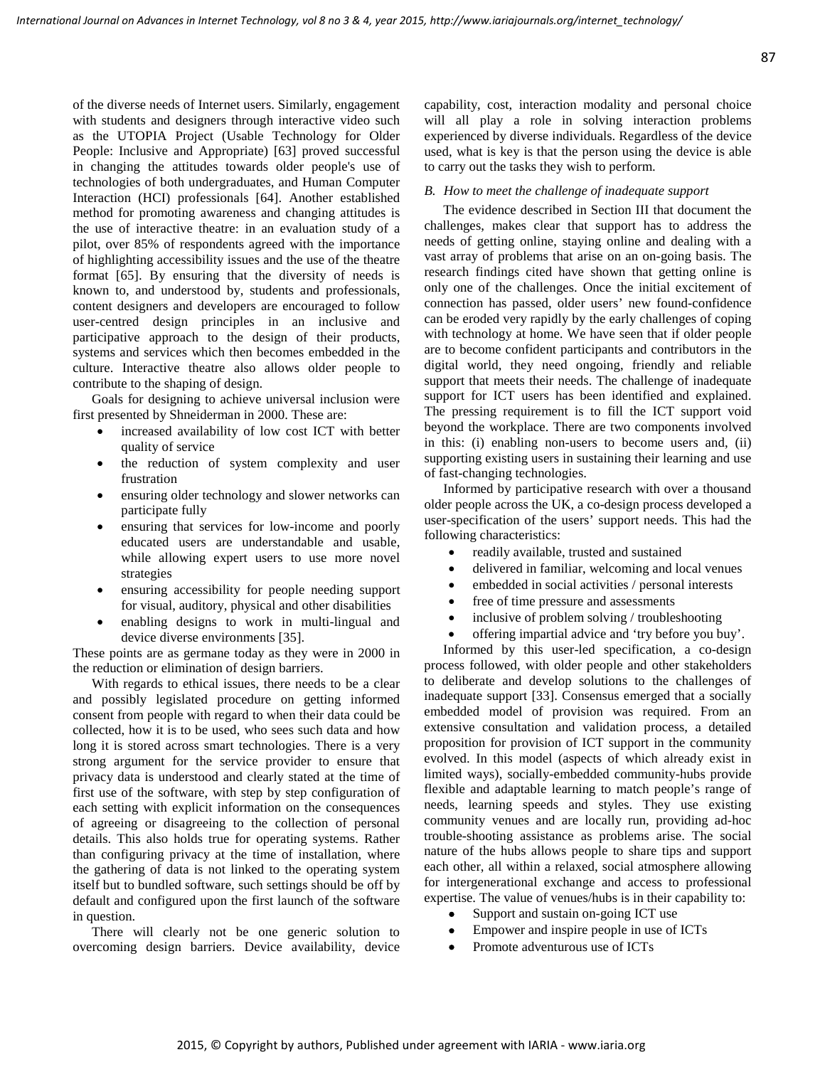of the diverse needs of Internet users. Similarly, engagement with students and designers through interactive video such as the UTOPIA Project (Usable Technology for Older People: Inclusive and Appropriate) [63] proved successful in changing the attitudes towards older people's use of technologies of both undergraduates, and Human Computer Interaction (HCI) professionals [64]. Another established method for promoting awareness and changing attitudes is the use of interactive theatre: in an evaluation study of a pilot, over 85% of respondents agreed with the importance of highlighting accessibility issues and the use of the theatre format [65]. By ensuring that the diversity of needs is known to, and understood by, students and professionals, content designers and developers are encouraged to follow user-centred design principles in an inclusive and participative approach to the design of their products, systems and services which then becomes embedded in the culture. Interactive theatre also allows older people to contribute to the shaping of design.

Goals for designing to achieve universal inclusion were first presented by Shneiderman in 2000. These are:

- increased availability of low cost ICT with better quality of service
- the reduction of system complexity and user frustration
- ensuring older technology and slower networks can participate fully
- ensuring that services for low-income and poorly educated users are understandable and usable, while allowing expert users to use more novel strategies
- ensuring accessibility for people needing support for visual, auditory, physical and other disabilities
- enabling designs to work in multi-lingual and device diverse environments [35].

These points are as germane today as they were in 2000 in the reduction or elimination of design barriers.

With regards to ethical issues, there needs to be a clear and possibly legislated procedure on getting informed consent from people with regard to when their data could be collected, how it is to be used, who sees such data and how long it is stored across smart technologies. There is a very strong argument for the service provider to ensure that privacy data is understood and clearly stated at the time of first use of the software, with step by step configuration of each setting with explicit information on the consequences of agreeing or disagreeing to the collection of personal details. This also holds true for operating systems. Rather than configuring privacy at the time of installation, where the gathering of data is not linked to the operating system itself but to bundled software, such settings should be off by default and configured upon the first launch of the software in question.

There will clearly not be one generic solution to overcoming design barriers. Device availability, device capability, cost, interaction modality and personal choice will all play a role in solving interaction problems experienced by diverse individuals. Regardless of the device used, what is key is that the person using the device is able to carry out the tasks they wish to perform.

### *B. How to meet the challenge of inadequate support*

The evidence described in Section III that document the challenges, makes clear that support has to address the needs of getting online, staying online and dealing with a vast array of problems that arise on an on-going basis. The research findings cited have shown that getting online is only one of the challenges. Once the initial excitement of connection has passed, older users' new found-confidence can be eroded very rapidly by the early challenges of coping with technology at home. We have seen that if older people are to become confident participants and contributors in the digital world, they need ongoing, friendly and reliable support that meets their needs. The challenge of inadequate support for ICT users has been identified and explained. The pressing requirement is to fill the ICT support void beyond the workplace. There are two components involved in this: (i) enabling non-users to become users and, (ii) supporting existing users in sustaining their learning and use of fast-changing technologies.

Informed by participative research with over a thousand older people across the UK, a co-design process developed a user-specification of the users' support needs. This had the following characteristics:

- readily available, trusted and sustained
- delivered in familiar, welcoming and local venues
- embedded in social activities / personal interests
- free of time pressure and assessments
- inclusive of problem solving / troubleshooting
- offering impartial advice and 'try before you buy'.

Informed by this user-led specification, a co-design process followed, with older people and other stakeholders to deliberate and develop solutions to the challenges of inadequate support [33]. Consensus emerged that a socially embedded model of provision was required. From an extensive consultation and validation process, a detailed proposition for provision of ICT support in the community evolved. In this model (aspects of which already exist in limited ways), socially-embedded community-hubs provide flexible and adaptable learning to match people's range of needs, learning speeds and styles. They use existing community venues and are locally run, providing ad-hoc trouble-shooting assistance as problems arise. The social nature of the hubs allows people to share tips and support each other, all within a relaxed, social atmosphere allowing for intergenerational exchange and access to professional expertise. The value of venues/hubs is in their capability to:

- Support and sustain on-going ICT use
- Empower and inspire people in use of ICTs
- Promote adventurous use of ICTs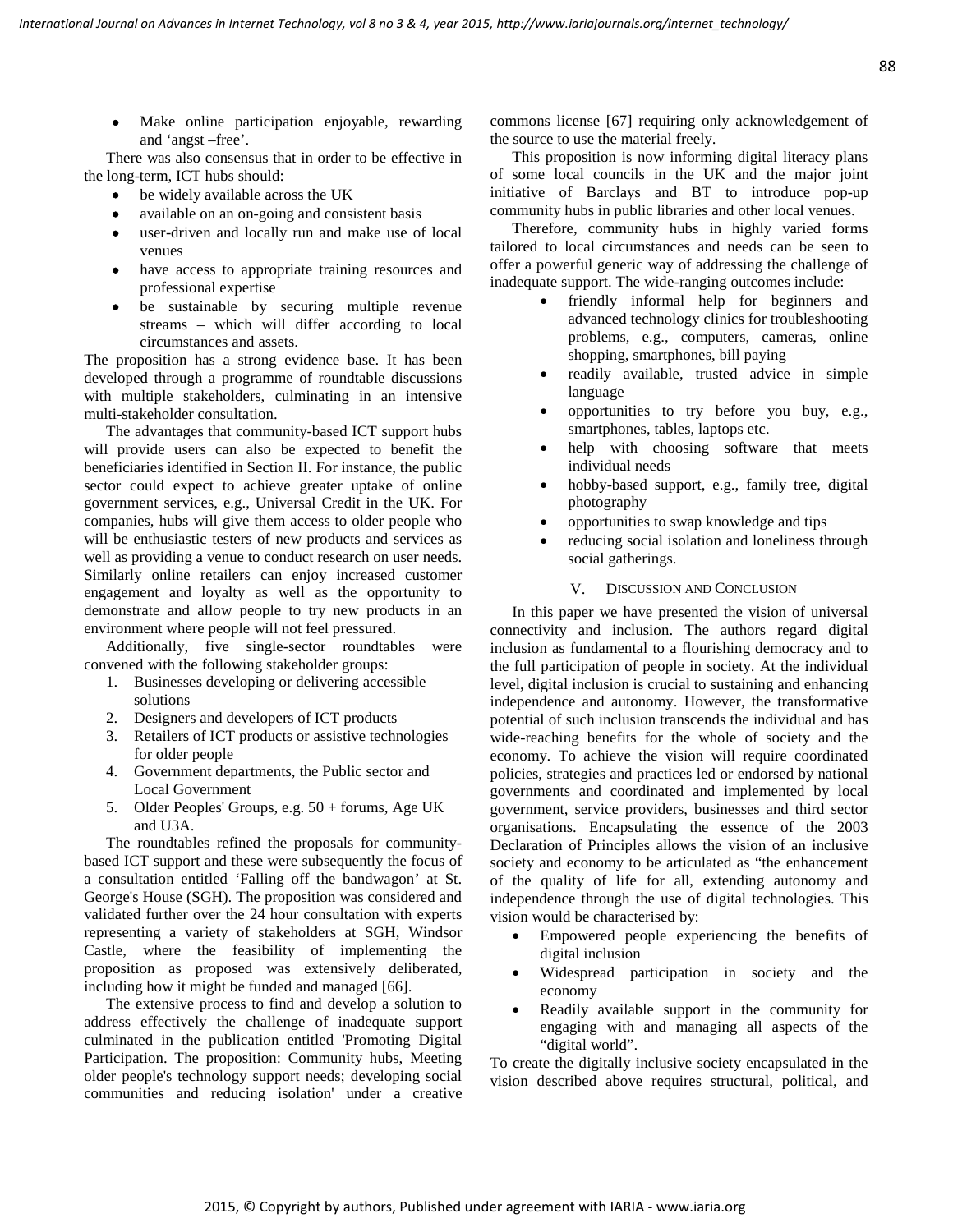- Make online participation enjoyable, rewarding and 'angst –free'.

There was also consensus that in order to be effective in the long-term, ICT hubs should:

- be widely available across the UK
- available on an on-going and consistent basis
- user-driven and locally run and make use of local venues
- have access to appropriate training resources and professional expertise
- be sustainable by securing multiple revenue streams – which will differ according to local circumstances and assets.

The proposition has a strong evidence base. It has been developed through a programme of roundtable discussions with multiple stakeholders, culminating in an intensive multi-stakeholder consultation.

The advantages that community-based ICT support hubs will provide users can also be expected to benefit the beneficiaries identified in Section II. For instance, the public sector could expect to achieve greater uptake of online government services, e.g., Universal Credit in the UK. For companies, hubs will give them access to older people who will be enthusiastic testers of new products and services as well as providing a venue to conduct research on user needs. Similarly online retailers can enjoy increased customer engagement and loyalty as well as the opportunity to demonstrate and allow people to try new products in an environment where people will not feel pressured.

Additionally, five single-sector roundtables were convened with the following stakeholder groups:

1. Businesses developing or delivering accessible solutions
2. Designers and developers of ICT products
3. Retailers of ICT products or assistive technologies for older people
4. Government departments, the Public sector and Local Government
5. Older Peoples' Groups, e.g. 50 + forums, Age UK and U3A.

The roundtables refined the proposals for community-based ICT support and these were subsequently the focus of a consultation entitled 'Falling off the bandwagon' at St. George's House (SGH). The proposition was considered and validated further over the 24 hour consultation with experts representing a variety of stakeholders at SGH, Windsor Castle, where the feasibility of implementing the proposition as proposed was extensively deliberated, including how it might be funded and managed [66].

The extensive process to find and develop a solution to address effectively the challenge of inadequate support culminated in the publication entitled 'Promoting Digital Participation. The proposition: Community hubs, Meeting older people's technology support needs; developing social communities and reducing isolation' under a creative commons license [67] requiring only acknowledgement of the source to use the material freely.

This proposition is now informing digital literacy plans of some local councils in the UK and the major joint initiative of Barclays and BT to introduce pop-up community hubs in public libraries and other local venues.

Therefore, community hubs in highly varied forms tailored to local circumstances and needs can be seen to offer a powerful generic way of addressing the challenge of inadequate support. The wide-ranging outcomes include:

- friendly informal help for beginners and advanced technology clinics for troubleshooting problems, e.g., computers, cameras, online shopping, smartphones, bill paying
- readily available, trusted advice in simple language
- opportunities to try before you buy, e.g., smartphones, tables, laptops etc.
- help with choosing software that meets individual needs
- hobby-based support, e.g., family tree, digital photography
- opportunities to swap knowledge and tips
- reducing social isolation and loneliness through social gatherings.

## V. Discussion and Conclusion

In this paper we have presented the vision of universal connectivity and inclusion. The authors regard digital inclusion as fundamental to a flourishing democracy and to the full participation of people in society. At the individual level, digital inclusion is crucial to sustaining and enhancing independence and autonomy. However, the transformative potential of such inclusion transcends the individual and has wide-reaching benefits for the whole of society and the economy. To achieve the vision will require coordinated policies, strategies and practices led or endorsed by national governments and coordinated and implemented by local government, service providers, businesses and third sector organisations. Encapsulating the essence of the 2003 Declaration of Principles allows the vision of an inclusive society and economy to be articulated as "the enhancement of the quality of life for all, extending autonomy and independence through the use of digital technologies. This vision would be characterised by:

- Empowered people experiencing the benefits of digital inclusion
- Widespread participation in society and the economy
- Readily available support in the community for engaging with and managing all aspects of the "digital world".

To create the digitally inclusive society encapsulated in the vision described above requires structural, political, and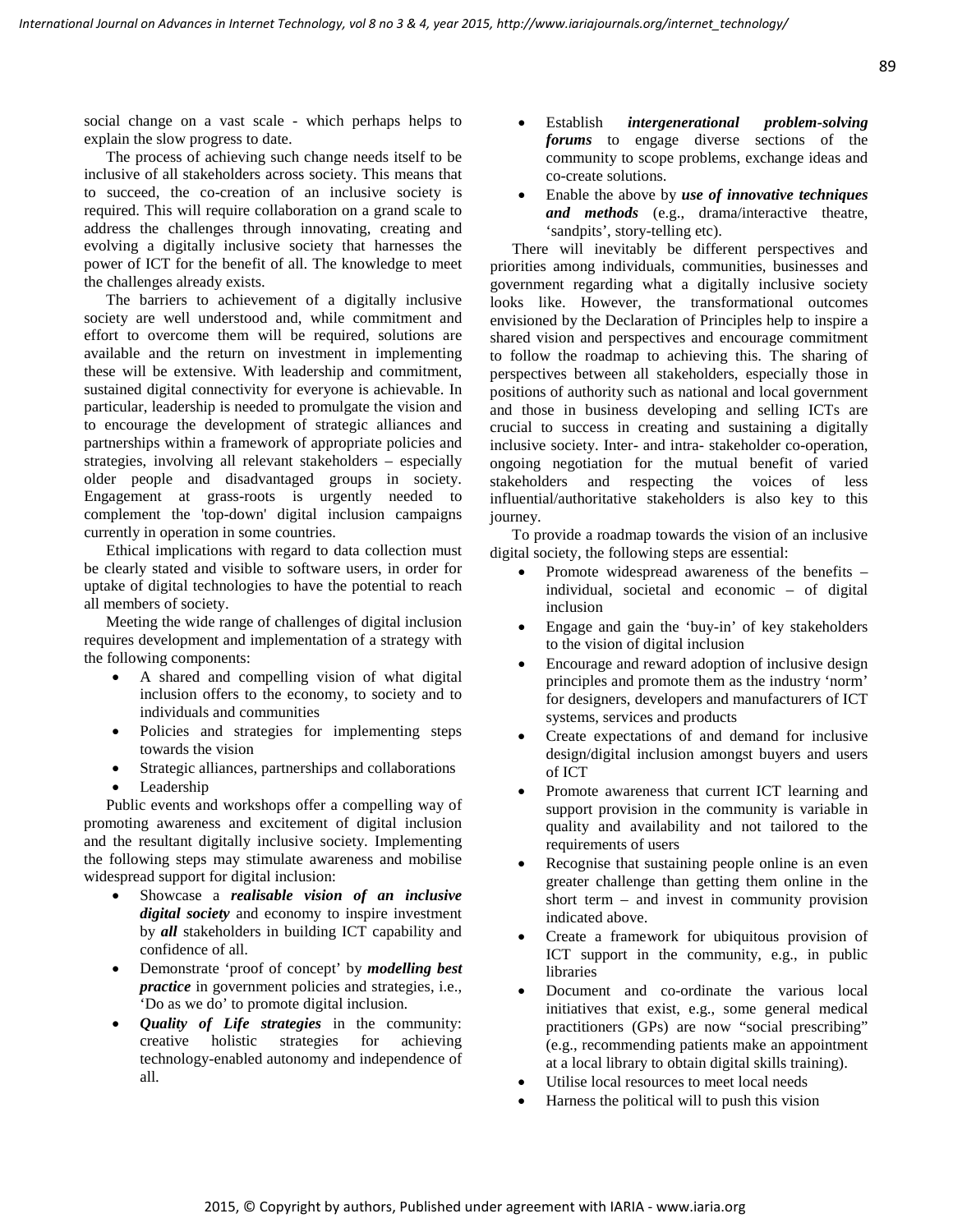social change on a vast scale - which perhaps helps to explain the slow progress to date.

The process of achieving such change needs itself to be inclusive of all stakeholders across society. This means that to succeed, the co-creation of an inclusive society is required. This will require collaboration on a grand scale to address the challenges through innovating, creating and evolving a digitally inclusive society that harnesses the power of ICT for the benefit of all. The knowledge to meet the challenges already exists.

The barriers to achievement of a digitally inclusive society are well understood and, while commitment and effort to overcome them will be required, solutions are available and the return on investment in implementing these will be extensive. With leadership and commitment, sustained digital connectivity for everyone is achievable. In particular, leadership is needed to promulgate the vision and to encourage the development of strategic alliances and partnerships within a framework of appropriate policies and strategies, involving all relevant stakeholders – especially older people and disadvantaged groups in society. Engagement at grass-roots is urgently needed to complement the 'top-down' digital inclusion campaigns currently in operation in some countries.

Ethical implications with regard to data collection must be clearly stated and visible to software users, in order for uptake of digital technologies to have the potential to reach all members of society.

Meeting the wide range of challenges of digital inclusion requires development and implementation of a strategy with the following components:

- A shared and compelling vision of what digital inclusion offers to the economy, to society and to individuals and communities
- Policies and strategies for implementing steps towards the vision
- Strategic alliances, partnerships and collaborations
- Leadership

Public events and workshops offer a compelling way of promoting awareness and excitement of digital inclusion and the resultant digitally inclusive society. Implementing the following steps may stimulate awareness and mobilise widespread support for digital inclusion:

- Showcase a ***realisable vision of an inclusive digital society*** and economy to inspire investment by ***all*** stakeholders in building ICT capability and confidence of all.
- Demonstrate 'proof of concept' by ***modelling best practice*** in government policies and strategies, i.e., 'Do as we do' to promote digital inclusion.
- ***Quality of Life strategies*** in the community: creative holistic strategies for achieving technology-enabled autonomy and independence of all.
- Establish ***intergenerational problem-solving forums*** to engage diverse sections of the community to scope problems, exchange ideas and co-create solutions.
- Enable the above by ***use of innovative techniques and methods*** (e.g., drama/interactive theatre, 'sandpits', story-telling etc).

There will inevitably be different perspectives and priorities among individuals, communities, businesses and government regarding what a digitally inclusive society looks like. However, the transformational outcomes envisioned by the Declaration of Principles help to inspire a shared vision and perspectives and encourage commitment to follow the roadmap to achieving this. The sharing of perspectives between all stakeholders, especially those in positions of authority such as national and local government and those in business developing and selling ICTs are crucial to success in creating and sustaining a digitally inclusive society. Inter- and intra- stakeholder co-operation, ongoing negotiation for the mutual benefit of varied stakeholders and respecting the voices of less influential/authoritative stakeholders is also key to this journey.

To provide a roadmap towards the vision of an inclusive digital society, the following steps are essential:

- Promote widespread awareness of the benefits – individual, societal and economic – of digital inclusion
- Engage and gain the 'buy-in' of key stakeholders to the vision of digital inclusion
- Encourage and reward adoption of inclusive design principles and promote them as the industry 'norm' for designers, developers and manufacturers of ICT systems, services and products
- Create expectations of and demand for inclusive design/digital inclusion amongst buyers and users of ICT
- Promote awareness that current ICT learning and support provision in the community is variable in quality and availability and not tailored to the requirements of users
- Recognise that sustaining people online is an even greater challenge than getting them online in the short term – and invest in community provision indicated above.
- Create a framework for ubiquitous provision of ICT support in the community, e.g., in public libraries
- Document and co-ordinate the various local initiatives that exist, e.g., some general medical practitioners (GPs) are now "social prescribing" (e.g., recommending patients make an appointment at a local library to obtain digital skills training).
- Utilise local resources to meet local needs
- Harness the political will to push this vision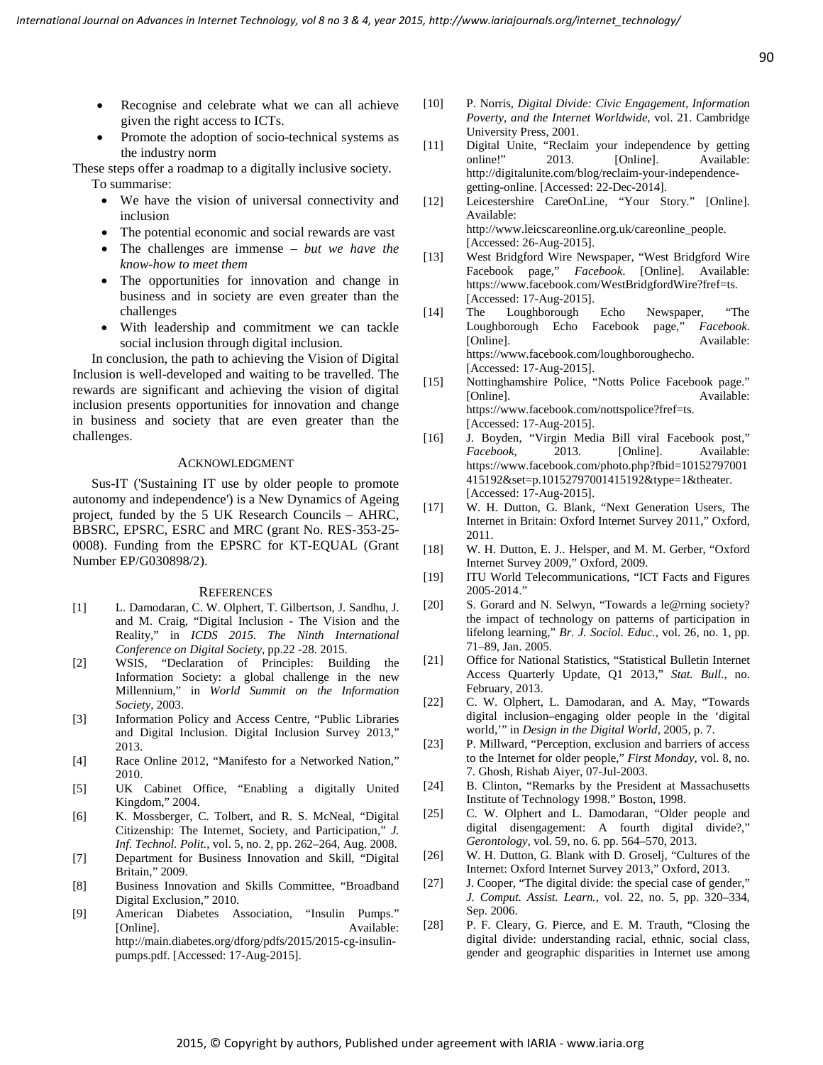- Recognise and celebrate what we can all achieve given the right access to ICTs.
- Promote the adoption of socio-technical systems as the industry norm

These steps offer a roadmap to a digitally inclusive society.

To summarise:

- We have the vision of universal connectivity and inclusion
- The potential economic and social rewards are vast
- The challenges are immense – *but we have the know-how to meet them*
- The opportunities for innovation and change in business and in society are even greater than the challenges
- With leadership and commitment we can tackle social inclusion through digital inclusion.

In conclusion, the path to achieving the Vision of Digital Inclusion is well-developed and waiting to be travelled. The rewards are significant and achieving the vision of digital inclusion presents opportunities for innovation and change in business and society that are even greater than the challenges.

## Acknowledgment

Sus-IT ('Sustaining IT use by older people to promote autonomy and independence') is a New Dynamics of Ageing project, funded by the 5 UK Research Councils – AHRC, BBSRC, EPSRC, ESRC and MRC (grant No. RES-353-25-0008). Funding from the EPSRC for KT-EQUAL (Grant Number EP/G030898/2).

## References

[1] L. Damodaran, C. W. Olphert, T. Gilbertson, J. Sandhu, J. and M. Craig, "Digital Inclusion - The Vision and the Reality," in *ICDS 2015. The Ninth International Conference on Digital Society*, pp.22 -28. 2015.

[2] WSIS, "Declaration of Principles: Building the Information Society: a global challenge in the new Millennium," in *World Summit on the Information Society*, 2003.

[3] Information Policy and Access Centre, "Public Libraries and Digital Inclusion. Digital Inclusion Survey 2013," 2013.

[4] Race Online 2012, "Manifesto for a Networked Nation," 2010.

[5] UK Cabinet Office, "Enabling a digitally United Kingdom," 2004.

[6] K. Mossberger, C. Tolbert, and R. S. McNeal, "Digital Citizenship: The Internet, Society, and Participation," *J. Inf. Technol. Polit.*, vol. 5, no. 2, pp. 262–264, Aug. 2008.

[7] Department for Business Innovation and Skill, "Digital Britain," 2009.

[8] Business Innovation and Skills Committee, "Broadband Digital Exclusion," 2010.

[9] American Diabetes Association, "Insulin Pumps." [Online]. Available: http://main.diabetes.org/dforg/pdfs/2015/2015-cg-insulin-pumps.pdf. [Accessed: 17-Aug-2015].

[10] P. Norris, *Digital Divide: Civic Engagement, Information Poverty, and the Internet Worldwide*, vol. 21. Cambridge University Press, 2001.

[11] Digital Unite, "Reclaim your independence by getting online!" 2013. [Online]. Available: http://digitalunite.com/blog/reclaim-your-independence-getting-online. [Accessed: 22-Dec-2014].

[12] Leicestershire CareOnLine, "Your Story." [Online]. Available: http://www.leicscareonline.org.uk/careonline_people. [Accessed: 26-Aug-2015].

[13] West Bridgford Wire Newspaper, "West Bridgford Wire Facebook page," *Facebook*. [Online]. Available: https://www.facebook.com/WestBridgfordWire?fref=ts. [Accessed: 17-Aug-2015].

[14] The Loughborough Echo Newspaper, "The Loughborough Echo Facebook page," *Facebook*. [Online]. Available: https://www.facebook.com/loughboroughecho. [Accessed: 17-Aug-2015].

[15] Nottinghamshire Police, "Notts Police Facebook page." [Online]. Available: https://www.facebook.com/nottspolice?fref=ts. [Accessed: 17-Aug-2015].

[16] J. Boyden, "Virgin Media Bill viral Facebook post," *Facebook*, 2013. [Online]. Available: https://www.facebook.com/photo.php?fbid=10152797001415192&set=p.10152797001415192&type=1&theater. [Accessed: 17-Aug-2015].

[17] W. H. Dutton, G. Blank, "Next Generation Users, The Internet in Britain: Oxford Internet Survey 2011," Oxford, 2011.

[18] W. H. Dutton, E. J.. Helsper, and M. M. Gerber, "Oxford Internet Survey 2009," Oxford, 2009.

[19] ITU World Telecommunications, "ICT Facts and Figures 2005-2014."

[20] S. Gorard and N. Selwyn, "Towards a le@rning society? the impact of technology on patterns of participation in lifelong learning," *Br. J. Sociol. Educ.*, vol. 26, no. 1, pp. 71–89, Jan. 2005.

[21] Office for National Statistics, "Statistical Bulletin Internet Access Quarterly Update, Q1 2013," *Stat. Bull.*, no. February, 2013.

[22] C. W. Olphert, L. Damodaran, and A. May, "Towards digital inclusion–engaging older people in the 'digital world,'" in *Design in the Digital World*, 2005, p. 7.

[23] P. Millward, "Perception, exclusion and barriers of access to the Internet for older people," *First Monday*, vol. 8, no. 7. Ghosh, Rishab Aiyer, 07-Jul-2003.

[24] B. Clinton, "Remarks by the President at Massachusetts Institute of Technology 1998." Boston, 1998.

[25] C. W. Olphert and L. Damodaran, "Older people and digital disengagement: A fourth digital divide?," *Gerontology*, vol. 59, no. 6. pp. 564–570, 2013.

[26] W. H. Dutton, G. Blank with D. Groselj, "Cultures of the Internet: Oxford Internet Survey 2013," Oxford, 2013.

[27] J. Cooper, "The digital divide: the special case of gender," *J. Comput. Assist. Learn.*, vol. 22, no. 5, pp. 320–334, Sep. 2006.

[28] P. F. Cleary, G. Pierce, and E. M. Trauth, "Closing the digital divide: understanding racial, ethnic, social class, gender and geographic disparities in Internet use among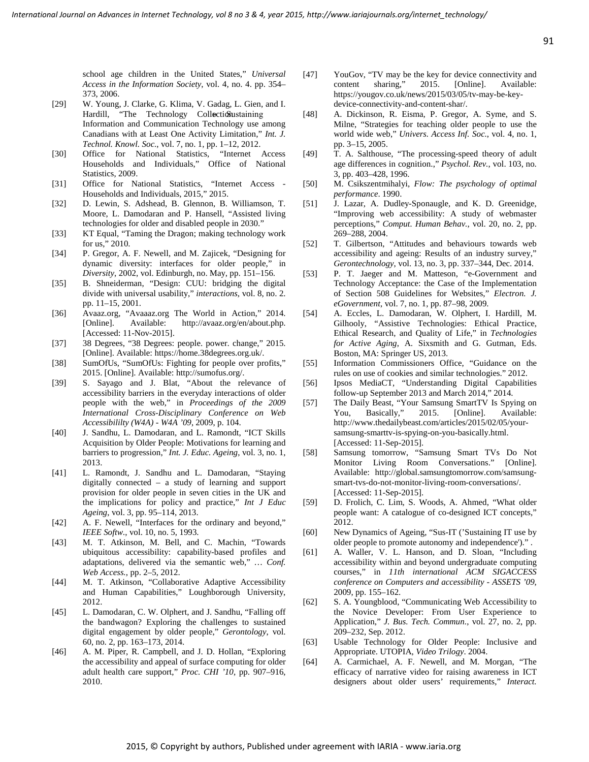school age children in the United States," *Universal Access in the Information Society*, vol. 4, no. 4. pp. 354–373, 2006.

[29] W. Young, J. Clarke, G. Klima, V. Gadag, L. Gien, and I. Hardill, "The Technology Collection Sustaining Information and Communication Technology use among Canadians with at Least One Activity Limitation," *Int. J. Technol. Knowl. Soc.*, vol. 7, no. 1, pp. 1–12, 2012.

[30] Office for National Statistics, "Internet Access Households and Individuals," Office of National Statistics, 2009.

[31] Office for National Statistics, "Internet Access - Households and Individuals, 2015," 2015.

[32] D. Lewin, S. Adshead, B. Glennon, B. Williamson, T. Moore, L. Damodaran and P. Hansell, "Assisted living technologies for older and disabled people in 2030."

[33] KT Equal, "Taming the Dragon; making technology work for us," 2010.

[34] P. Gregor, A. F. Newell, and M. Zajicek, "Designing for dynamic diversity: interfaces for older people," in *Diversity*, 2002, vol. Edinburgh, no. May, pp. 151–156.

[35] B. Shneiderman, "Design: CUU: bridging the digital divide with universal usability," *interactions*, vol. 8, no. 2. pp. 11–15, 2001.

[36] Avaaz.org, "Avaaz.org The World in Action," 2014. [Online]. Available: http://avaaz.org/en/about.php. [Accessed: 11-Nov-2015].

[37] 38 Degrees, "38 Degrees: people. power. change," 2015. [Online]. Available: https://home.38degrees.org.uk/.

[38] SumOfUs, "SumOfUs: Fighting for people over profits," 2015. [Online]. Available: http://sumofus.org/.

[39] S. Sayago and J. Blat, "About the relevance of accessibility barriers in the everyday interactions of older people with the web," in *Proceedings of the 2009 International Cross-Disciplinary Conference on Web Accessibililty (W4A) - W4A '09*, 2009, p. 104.

[40] J. Sandhu, L. Damodaran, and L. Ramondt, "ICT Skills Acquisition by Older People: Motivations for learning and barriers to progression," *Int. J. Educ. Ageing*, vol. 3, no. 1, 2013.

[41] L. Ramondt, J. Sandhu and L. Damodaran, "Staying digitally connected – a study of learning and support provision for older people in seven cities in the UK and the implications for policy and practice," *Int J Educ Ageing*, vol. 3, pp. 95–114, 2013.

[42] A. F. Newell, "Interfaces for the ordinary and beyond," *IEEE Softw.*, vol. 10, no. 5, 1993.

[43] M. T. Atkinson, M. Bell, and C. Machin, "Towards ubiquitous accessibility: capability-based profiles and adaptations, delivered via the semantic web," … *Conf. Web Access.*, pp. 2–5, 2012.

[44] M. T. Atkinson, "Collaborative Adaptive Accessibility and Human Capabilities," Loughborough University, 2012.

[45] L. Damodaran, C. W. Olphert, and J. Sandhu, "Falling off the bandwagon? Exploring the challenges to sustained digital engagement by older people," *Gerontology*, vol. 60, no. 2, pp. 163–173, 2014.

[46] A. M. Piper, R. Campbell, and J. D. Hollan, "Exploring the accessibility and appeal of surface computing for older adult health care support," *Proc. CHI '10*, pp. 907–916, 2010.

[47] YouGov, "TV may be the key for device connectivity and content sharing," 2015. [Online]. Available: https://yougov.co.uk/news/2015/03/05/tv-may-be-key-device-connectivity-and-content-shar/.

[48] A. Dickinson, R. Eisma, P. Gregor, A. Syme, and S. Milne, "Strategies for teaching older people to use the world wide web," *Univers. Access Inf. Soc.*, vol. 4, no. 1, pp. 3–15, 2005.

[49] T. A. Salthouse, "The processing-speed theory of adult age differences in cognition.," *Psychol. Rev.*, vol. 103, no. 3, pp. 403–428, 1996.

[50] M. Csikszentmihalyi, *Flow: The psychology of optimal performance*. 1990.

[51] J. Lazar, A. Dudley-Sponaugle, and K. D. Greenidge, "Improving web accessibility: A study of webmaster perceptions," *Comput. Human Behav.*, vol. 20, no. 2, pp. 269–288, 2004.

[52] T. Gilbertson, "Attitudes and behaviours towards web accessibility and ageing: Results of an industry survey," *Gerontechnology*, vol. 13, no. 3, pp. 337–344, Dec. 2014.

[53] P. T. Jaeger and M. Matteson, "e-Government and Technology Acceptance: the Case of the Implementation of Section 508 Guidelines for Websites," *Electron. J. eGovernment*, vol. 7, no. 1, pp. 87–98, 2009.

[54] A. Eccles, L. Damodaran, W. Olphert, I. Hardill, M. Gilhooly, "Assistive Technologies: Ethical Practice, Ethical Research, and Quality of Life," in *Technologies for Active Aging*, A. Sixsmith and G. Gutman, Eds. Boston, MA: Springer US, 2013.

[55] Information Commissioners Office, "Guidance on the rules on use of cookies and similar technologies." 2012.

[56] Ipsos MediaCT, "Understanding Digital Capabilities follow-up September 2013 and March 2014," 2014.

[57] The Daily Beast, "Your Samsung SmartTV Is Spying on You, Basically," 2015. [Online]. Available: http://www.thedailybeast.com/articles/2015/02/05/your-samsung-smarttv-is-spying-on-you-basically.html. [Accessed: 11-Sep-2015].

[58] Samsung tomorrow, "Samsung Smart TVs Do Not Monitor Living Room Conversations." [Online]. Available: http://global.samsungtomorrow.com/samsung-smart-tvs-do-not-monitor-living-room-conversations/. [Accessed: 11-Sep-2015].

[59] D. Frolich, C. Lim, S. Woods, A. Ahmed, "What older people want: A catalogue of co-designed ICT concepts," 2012.

[60] New Dynamics of Ageing, "Sus-IT ('Sustaining IT use by older people to promote autonomy and independence')." .

[61] A. Waller, V. L. Hanson, and D. Sloan, "Including accessibility within and beyond undergraduate computing courses," in *11th international ACM SIGACCESS conference on Computers and accessibility - ASSETS '09*, 2009, pp. 155–162.

[62] S. A. Youngblood, "Communicating Web Accessibility to the Novice Developer: From User Experience to Application," *J. Bus. Tech. Commun.*, vol. 27, no. 2, pp. 209–232, Sep. 2012.

[63] Usable Technology for Older People: Inclusive and Appropriate. UTOPIA, *Video Trilogy*. 2004.

[64] A. Carmichael, A. F. Newell, and M. Morgan, "The efficacy of narrative video for raising awareness in ICT designers about older users' requirements," *Interact.*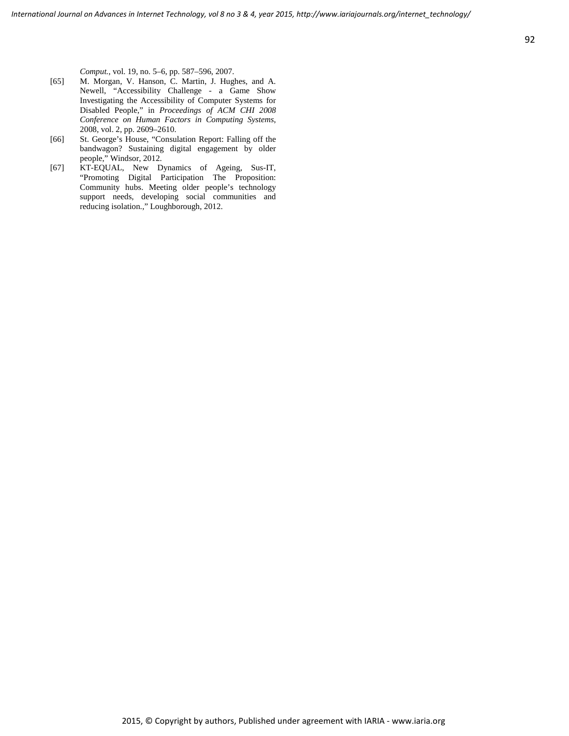*Comput.*, vol. 19, no. 5–6, pp. 587–596, 2007.

[65] M. Morgan, V. Hanson, C. Martin, J. Hughes, and A. Newell, "Accessibility Challenge - a Game Show Investigating the Accessibility of Computer Systems for Disabled People," in *Proceedings of ACM CHI 2008 Conference on Human Factors in Computing Systems*, 2008, vol. 2, pp. 2609–2610.

[66] St. George's House, "Consulation Report: Falling off the bandwagon? Sustaining digital engagement by older people," Windsor, 2012.

[67] KT-EQUAL, New Dynamics of Ageing, Sus-IT, "Promoting Digital Participation The Proposition: Community hubs. Meeting older people's technology support needs, developing social communities and reducing isolation.," Loughborough, 2012.